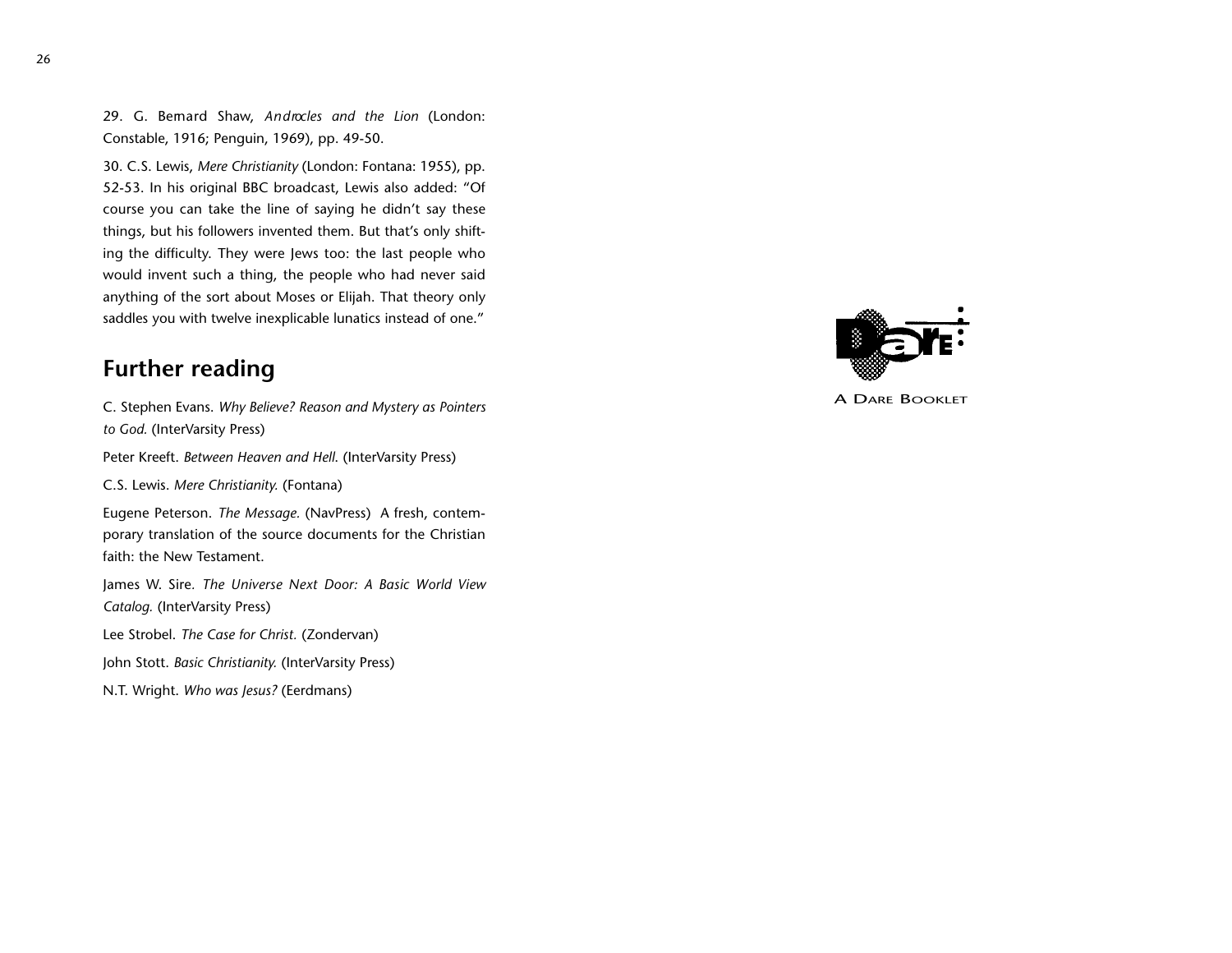29. G. Bernard Shaw, *Androcles and the Lion* (London: Constable, 1916; Penguin, 1969), pp. 49-50.

30. C.S. Lewis, *Mere Christianity* (London: Fontana: 1955), pp. 52-53. In his original BBC broadcast, Lewis also added: "Of course you can take the line of saying he didn't say these things, but his followers invented them. But that's only shifting the difficulty. They were Jews too: the last people who would invent such a thing, the people who had never said anything of the sort about Moses or Elijah. That theory only saddles you with twelve inexplicable lunatics instead of one."

## Further reading

C. Stephen Evans. *Why Believe? Reason and Mystery as Pointers to God.* (InterVarsity Press)

Peter Kreeft. *Between Heaven and Hell.* (InterVarsity Press)

C.S. Lewis. *Mere Christianity.* (Fontana)

Eugene Peterson. *The Message.* (NavPress) A fresh, contemporary translation of the source documents for the Christian faith: the New Testament.

James W. Sire. *The Universe Next Door: A Basic World View Catalog.* (InterVarsity Press)

Lee Strobel. *The Case for Christ.* (Zondervan)

John Stott. *Basic Christianity.* (InterVarsity Press)

N.T. Wright. *Who was Jesus?* (Eerdmans)

Dare

A Dare Booklet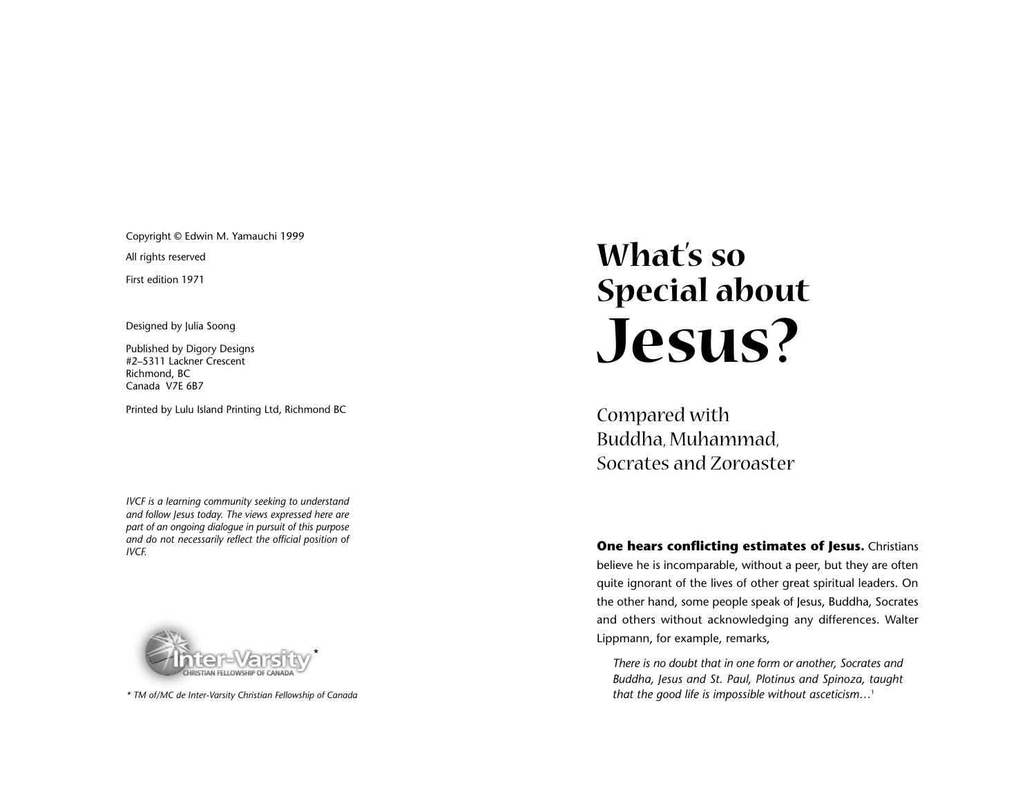Copyright © Edwin M. Yamauchi 1999

All rights reserved

First edition 1971

Designed by Julia Soong

Published by Digory Designs
#2–5311 Lackner Crescent
Richmond, BC
Canada V7E 6B7

Printed by Lulu Island Printing Ltd, Richmond BC

*IVCF is a learning community seeking to understand and follow Jesus today. The views expressed here are part of an ongoing dialogue in pursuit of this purpose and do not necessarily reflect the official position of IVCF.*

Inter-Varsity* Christian Fellowship of Canada

*\* TM of/MC de Inter-Varsity Christian Fellowship of Canada*

# What's so Special about Jesus?

## Compared with Buddha, Muhammad, Socrates and Zoroaster

**One hears conflicting estimates of Jesus.** Christians believe he is incomparable, without a peer, but they are often quite ignorant of the lives of other great spiritual leaders. On the other hand, some people speak of Jesus, Buddha, Socrates and others without acknowledging any differences. Walter Lippmann, for example, remarks,

> *There is no doubt that in one form or another, Socrates and Buddha, Jesus and St. Paul, Plotinus and Spinoza, taught that the good life is impossible without asceticism…*[1]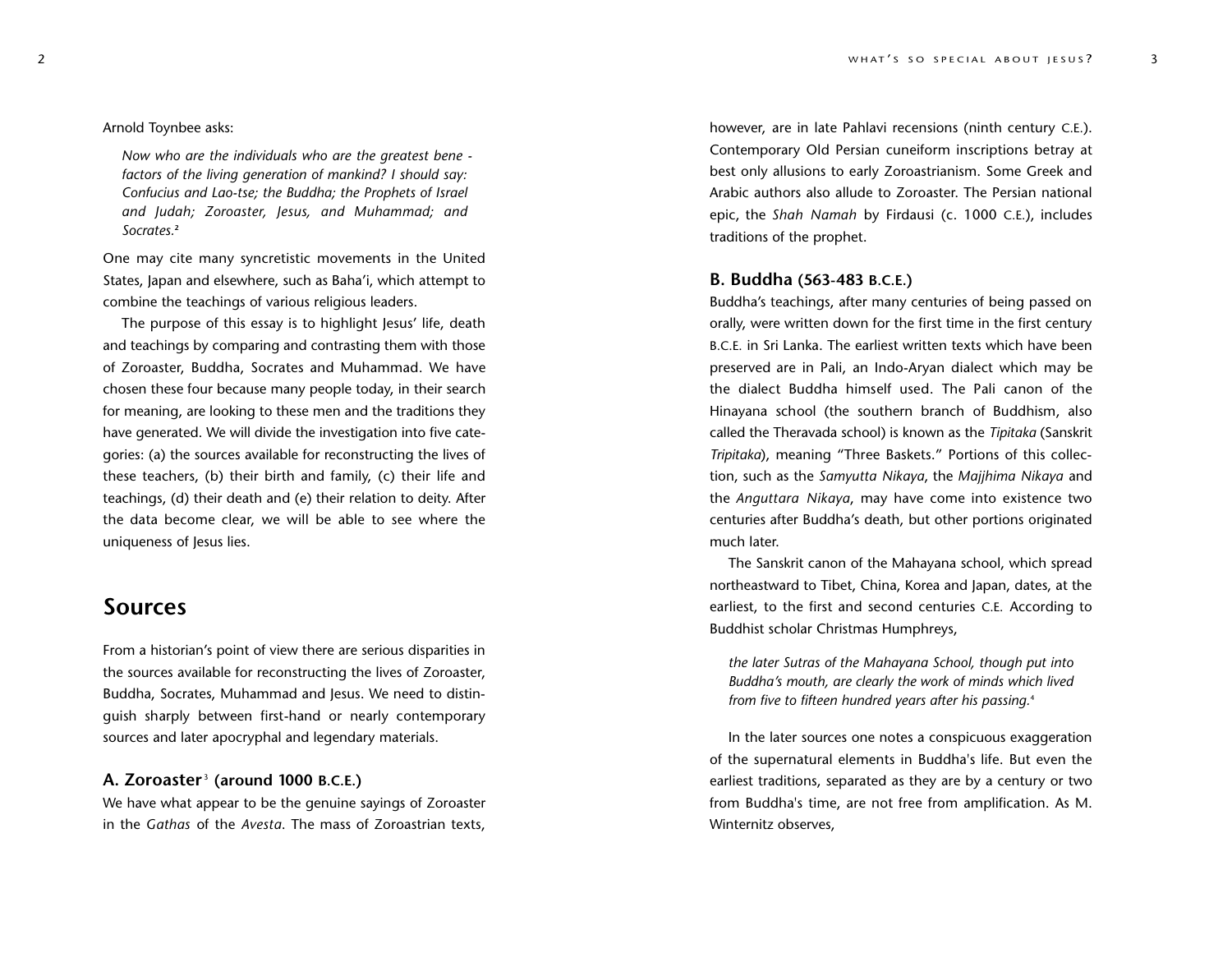Arnold Toynbee asks:

> *Now who are the individuals who are the greatest bene - factors of the living generation of mankind? I should say: Confucius and Lao-tse; the Buddha; the Prophets of Israel and Judah; Zoroaster, Jesus, and Muhammad; and Socrates.*[2]

One may cite many syncretistic movements in the United States, Japan and elsewhere, such as Baha'i, which attempt to combine the teachings of various religious leaders.

The purpose of this essay is to highlight Jesus' life, death and teachings by comparing and contrasting them with those of Zoroaster, Buddha, Socrates and Muhammad. We have chosen these four because many people today, in their search for meaning, are looking to these men and the traditions they have generated. We will divide the investigation into five categories: (a) the sources available for reconstructing the lives of these teachers, (b) their birth and family, (c) their life and teachings, (d) their death and (e) their relation to deity. After the data become clear, we will be able to see where the uniqueness of Jesus lies.

## Sources

From a historian's point of view there are serious disparities in the sources available for reconstructing the lives of Zoroaster, Buddha, Socrates, Muhammad and Jesus. We need to distinguish sharply between first-hand or nearly contemporary sources and later apocryphal and legendary materials.

### A. Zoroaster[3] (around 1000 B.C.E.)

We have what appear to be the genuine sayings of Zoroaster in the *Gathas* of the *Avesta*. The mass of Zoroastrian texts, however, are in late Pahlavi recensions (ninth century C.E.). Contemporary Old Persian cuneiform inscriptions betray at best only allusions to early Zoroastrianism. Some Greek and Arabic authors also allude to Zoroaster. The Persian national epic, the *Shah Namah* by Firdausi (c. 1000 C.E.), includes traditions of the prophet.

### B. Buddha (563-483 B.C.E.)

Buddha's teachings, after many centuries of being passed on orally, were written down for the first time in the first century B.C.E. in Sri Lanka. The earliest written texts which have been preserved are in Pali, an Indo-Aryan dialect which may be the dialect Buddha himself used. The Pali canon of the Hinayana school (the southern branch of Buddhism, also called the Theravada school) is known as the *Tipitaka* (Sanskrit *Tripitaka*), meaning "Three Baskets." Portions of this collection, such as the *Samyutta Nikaya*, the *Majjhima Nikaya* and the *Anguttara Nikaya*, may have come into existence two centuries after Buddha's death, but other portions originated much later.

The Sanskrit canon of the Mahayana school, which spread northeastward to Tibet, China, Korea and Japan, dates, at the earliest, to the first and second centuries C.E. According to Buddhist scholar Christmas Humphreys,

> *the later Sutras of the Mahayana School, though put into Buddha's mouth, are clearly the work of minds which lived from five to fifteen hundred years after his passing.*[4]

In the later sources one notes a conspicuous exaggeration of the supernatural elements in Buddha's life. But even the earliest traditions, separated as they are by a century or two from Buddha's time, are not free from amplification. As M. Winternitz observes,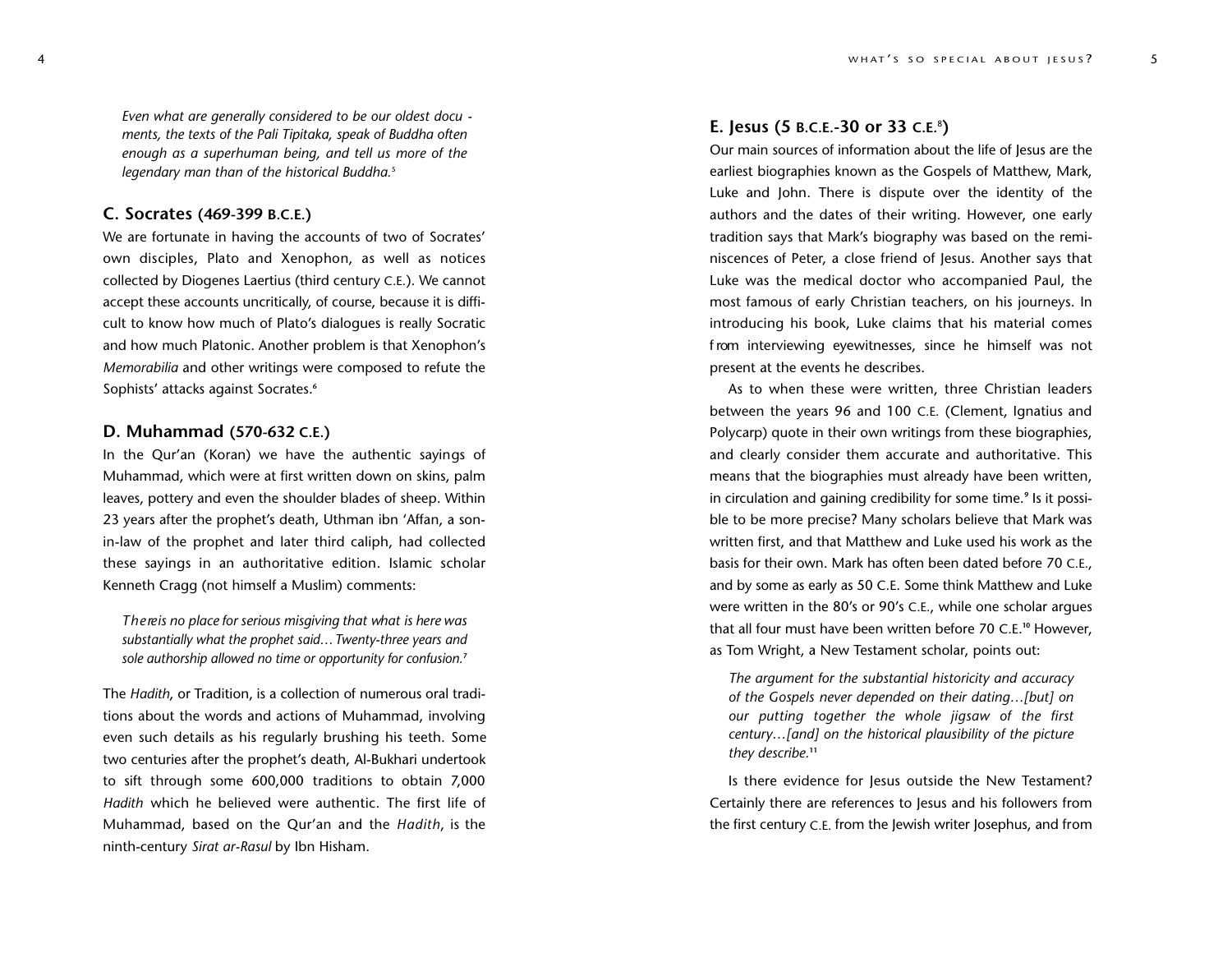*Even what are generally considered to be our oldest documents, the texts of the Pali Tipitaka, speak of Buddha often enough as a superhuman being, and tell us more of the legendary man than of the historical Buddha.*[5]

## C. Socrates (469-399 B.C.E.)

We are fortunate in having the accounts of two of Socrates' own disciples, Plato and Xenophon, as well as notices collected by Diogenes Laertius (third century C.E.). We cannot accept these accounts uncritically, of course, because it is difficult to know how much of Plato's dialogues is really Socratic and how much Platonic. Another problem is that Xenophon's *Memorabilia* and other writings were composed to refute the Sophists' attacks against Socrates.[6]

## D. Muhammad (570-632 C.E.)

In the Qur'an (Koran) we have the authentic sayings of Muhammad, which were at first written down on skins, palm leaves, pottery and even the shoulder blades of sheep. Within 23 years after the prophet's death, Uthman ibn 'Affan, a son-in-law of the prophet and later third caliph, had collected these sayings in an authoritative edition. Islamic scholar Kenneth Cragg (not himself a Muslim) comments:

> *There is no place for serious misgiving that what is here was substantially what the prophet said… Twenty-three years and sole authorship allowed no time or opportunity for confusion.*[7]

The *Hadith*, or Tradition, is a collection of numerous oral traditions about the words and actions of Muhammad, involving even such details as his regularly brushing his teeth. Some two centuries after the prophet's death, Al-Bukhari undertook to sift through some 600,000 traditions to obtain 7,000 *Hadith* which he believed were authentic. The first life of Muhammad, based on the Qur'an and the *Hadith*, is the ninth-century *Sirat ar-Rasul* by Ibn Hisham.

## E. Jesus (5 B.C.E.-30 or 33 C.E.[8])

Our main sources of information about the life of Jesus are the earliest biographies known as the Gospels of Matthew, Mark, Luke and John. There is dispute over the identity of the authors and the dates of their writing. However, one early tradition says that Mark's biography was based on the reminiscences of Peter, a close friend of Jesus. Another says that Luke was the medical doctor who accompanied Paul, the most famous of early Christian teachers, on his journeys. In introducing his book, Luke claims that his material comes from interviewing eyewitnesses, since he himself was not present at the events he describes.

As to when these were written, three Christian leaders between the years 96 and 100 C.E. (Clement, Ignatius and Polycarp) quote in their own writings from these biographies, and clearly consider them accurate and authoritative. This means that the biographies must already have been written, in circulation and gaining credibility for some time.[9] Is it possible to be more precise? Many scholars believe that Mark was written first, and that Matthew and Luke used his work as the basis for their own. Mark has often been dated before 70 C.E., and by some as early as 50 C.E. Some think Matthew and Luke were written in the 80's or 90's C.E., while one scholar argues that all four must have been written before 70 C.E.[10] However, as Tom Wright, a New Testament scholar, points out:

> *The argument for the substantial historicity and accuracy of the Gospels never depended on their dating…[but] on our putting together the whole jigsaw of the first century…[and] on the historical plausibility of the picture they describe.*[11]

Is there evidence for Jesus outside the New Testament? Certainly there are references to Jesus and his followers from the first century C.E. from the Jewish writer Josephus, and from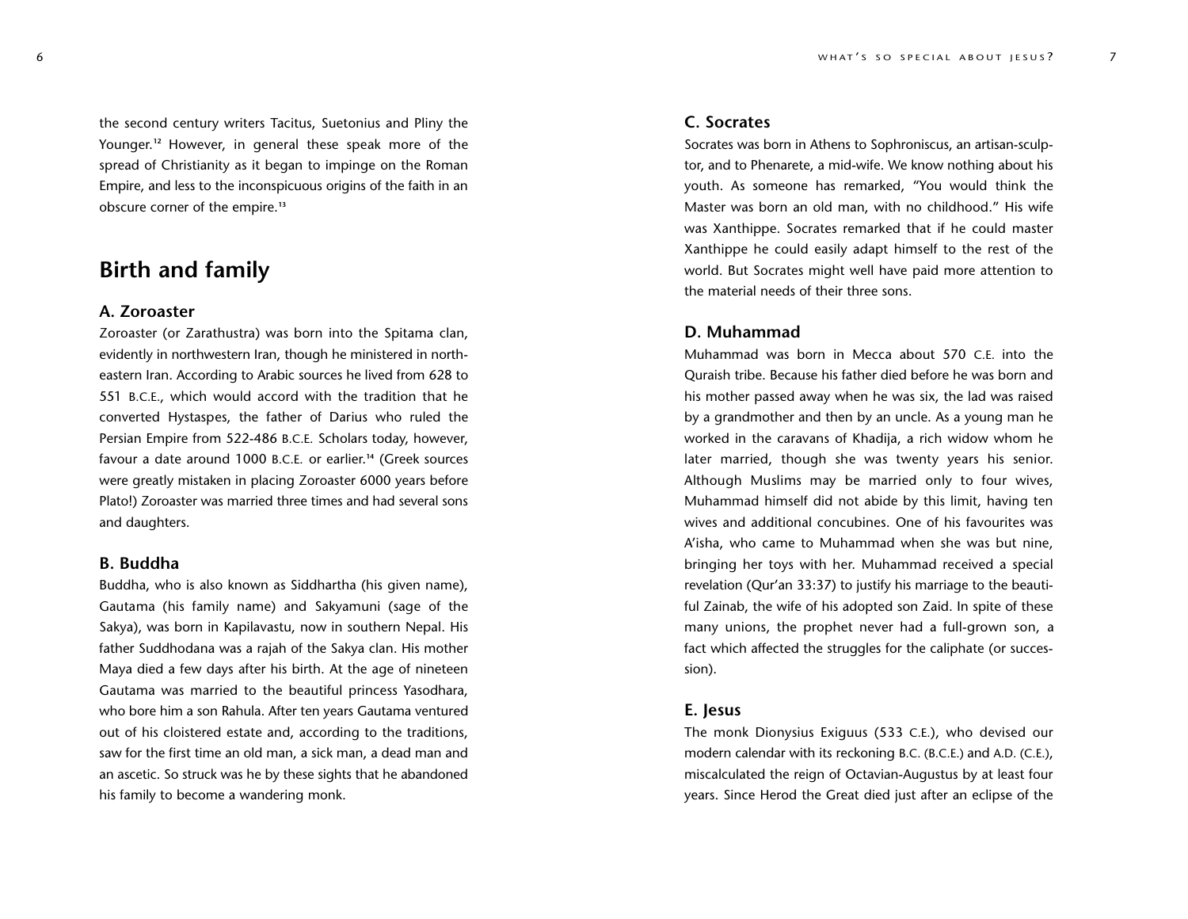the second century writers Tacitus, Suetonius and Pliny the Younger.[12] However, in general these speak more of the spread of Christianity as it began to impinge on the Roman Empire, and less to the inconspicuous origins of the faith in an obscure corner of the empire.[13]

## Birth and family

### A. Zoroaster

Zoroaster (or Zarathustra) was born into the Spitama clan, evidently in northwestern Iran, though he ministered in northeastern Iran. According to Arabic sources he lived from 628 to 551 B.C.E., which would accord with the tradition that he converted Hystaspes, the father of Darius who ruled the Persian Empire from 522-486 B.C.E. Scholars today, however, favour a date around 1000 B.C.E. or earlier.[14] (Greek sources were greatly mistaken in placing Zoroaster 6000 years before Plato!) Zoroaster was married three times and had several sons and daughters.

### B. Buddha

Buddha, who is also known as Siddhartha (his given name), Gautama (his family name) and Sakyamuni (sage of the Sakya), was born in Kapilavastu, now in southern Nepal. His father Suddhodana was a rajah of the Sakya clan. His mother Maya died a few days after his birth. At the age of nineteen Gautama was married to the beautiful princess Yasodhara, who bore him a son Rahula. After ten years Gautama ventured out of his cloistered estate and, according to the traditions, saw for the first time an old man, a sick man, a dead man and an ascetic. So struck was he by these sights that he abandoned his family to become a wandering monk.

### C. Socrates

Socrates was born in Athens to Sophroniscus, an artisan-sculptor, and to Phenarete, a mid-wife. We know nothing about his youth. As someone has remarked, "You would think the Master was born an old man, with no childhood." His wife was Xanthippe. Socrates remarked that if he could master Xanthippe he could easily adapt himself to the rest of the world. But Socrates might well have paid more attention to the material needs of their three sons.

### D. Muhammad

Muhammad was born in Mecca about 570 C.E. into the Quraish tribe. Because his father died before he was born and his mother passed away when he was six, the lad was raised by a grandmother and then by an uncle. As a young man he worked in the caravans of Khadija, a rich widow whom he later married, though she was twenty years his senior. Although Muslims may be married only to four wives, Muhammad himself did not abide by this limit, having ten wives and additional concubines. One of his favourites was A'isha, who came to Muhammad when she was but nine, bringing her toys with her. Muhammad received a special revelation (Qur'an 33:37) to justify his marriage to the beautiful Zainab, the wife of his adopted son Zaid. In spite of these many unions, the prophet never had a full-grown son, a fact which affected the struggles for the caliphate (or succession).

### E. Jesus

The monk Dionysius Exiguus (533 C.E.), who devised our modern calendar with its reckoning B.C. (B.C.E.) and A.D. (C.E.), miscalculated the reign of Octavian-Augustus by at least four years. Since Herod the Great died just after an eclipse of the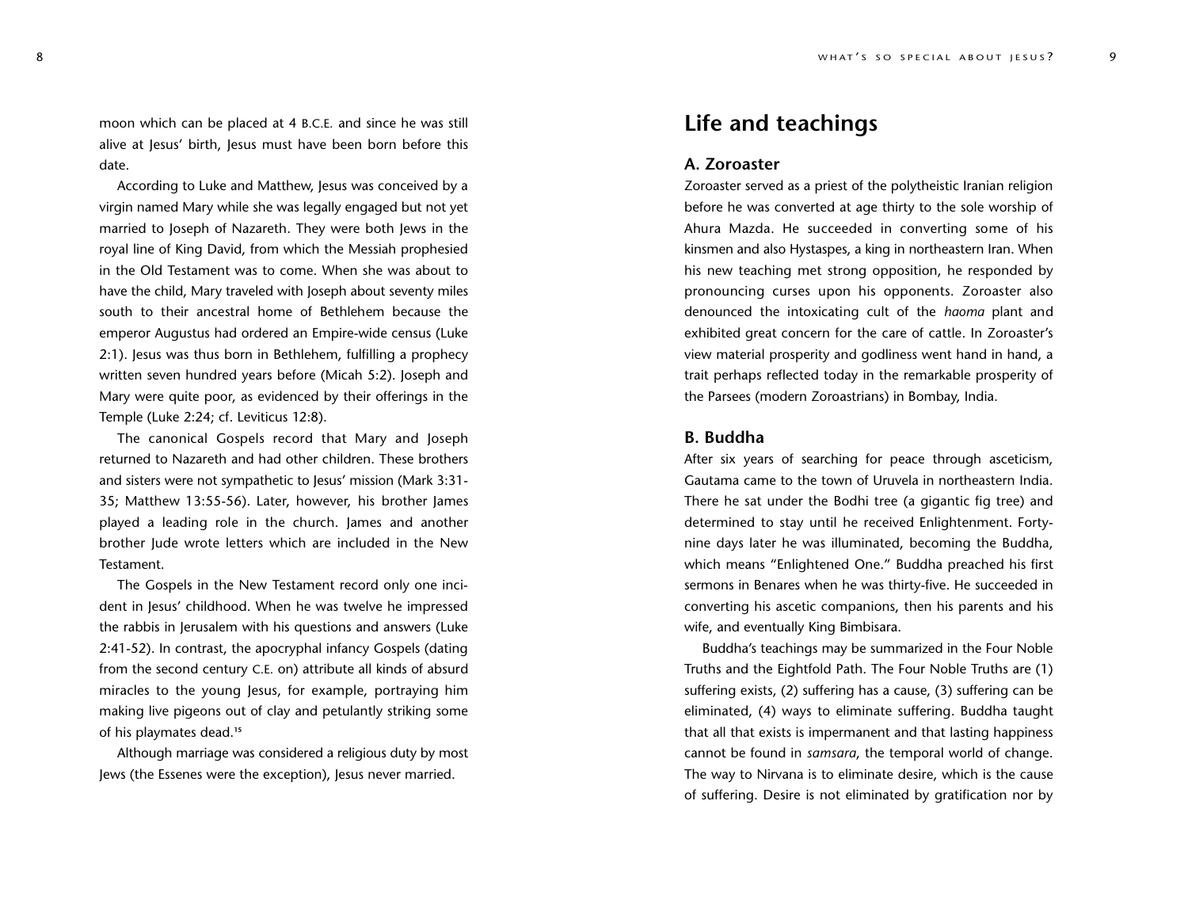moon which can be placed at 4 B.C.E. and since he was still alive at Jesus' birth, Jesus must have been born before this date.

According to Luke and Matthew, Jesus was conceived by a virgin named Mary while she was legally engaged but not yet married to Joseph of Nazareth. They were both Jews in the royal line of King David, from which the Messiah prophesied in the Old Testament was to come. When she was about to have the child, Mary traveled with Joseph about seventy miles south to their ancestral home of Bethlehem because the emperor Augustus had ordered an Empire-wide census (Luke 2:1). Jesus was thus born in Bethlehem, fulfilling a prophecy written seven hundred years before (Micah 5:2). Joseph and Mary were quite poor, as evidenced by their offerings in the Temple (Luke 2:24; cf. Leviticus 12:8).

The canonical Gospels record that Mary and Joseph returned to Nazareth and had other children. These brothers and sisters were not sympathetic to Jesus' mission (Mark 3:31-35; Matthew 13:55-56). Later, however, his brother James played a leading role in the church. James and another brother Jude wrote letters which are included in the New Testament.

The Gospels in the New Testament record only one incident in Jesus' childhood. When he was twelve he impressed the rabbis in Jerusalem with his questions and answers (Luke 2:41-52). In contrast, the apocryphal infancy Gospels (dating from the second century C.E. on) attribute all kinds of absurd miracles to the young Jesus, for example, portraying him making live pigeons out of clay and petulantly striking some of his playmates dead.[15]

Although marriage was considered a religious duty by most Jews (the Essenes were the exception), Jesus never married.

# Life and teachings

## A. Zoroaster

Zoroaster served as a priest of the polytheistic Iranian religion before he was converted at age thirty to the sole worship of Ahura Mazda. He succeeded in converting some of his kinsmen and also Hystaspes, a king in northeastern Iran. When his new teaching met strong opposition, he responded by pronouncing curses upon his opponents. Zoroaster also denounced the intoxicating cult of the *haoma* plant and exhibited great concern for the care of cattle. In Zoroaster's view material prosperity and godliness went hand in hand, a trait perhaps reflected today in the remarkable prosperity of the Parsees (modern Zoroastrians) in Bombay, India.

## B. Buddha

After six years of searching for peace through asceticism, Gautama came to the town of Uruvela in northeastern India. There he sat under the Bodhi tree (a gigantic fig tree) and determined to stay until he received Enlightenment. Forty-nine days later he was illuminated, becoming the Buddha, which means "Enlightened One." Buddha preached his first sermons in Benares when he was thirty-five. He succeeded in converting his ascetic companions, then his parents and his wife, and eventually King Bimbisara.

Buddha's teachings may be summarized in the Four Noble Truths and the Eightfold Path. The Four Noble Truths are (1) suffering exists, (2) suffering has a cause, (3) suffering can be eliminated, (4) ways to eliminate suffering. Buddha taught that all that exists is impermanent and that lasting happiness cannot be found in *samsara*, the temporal world of change. The way to Nirvana is to eliminate desire, which is the cause of suffering. Desire is not eliminated by gratification nor by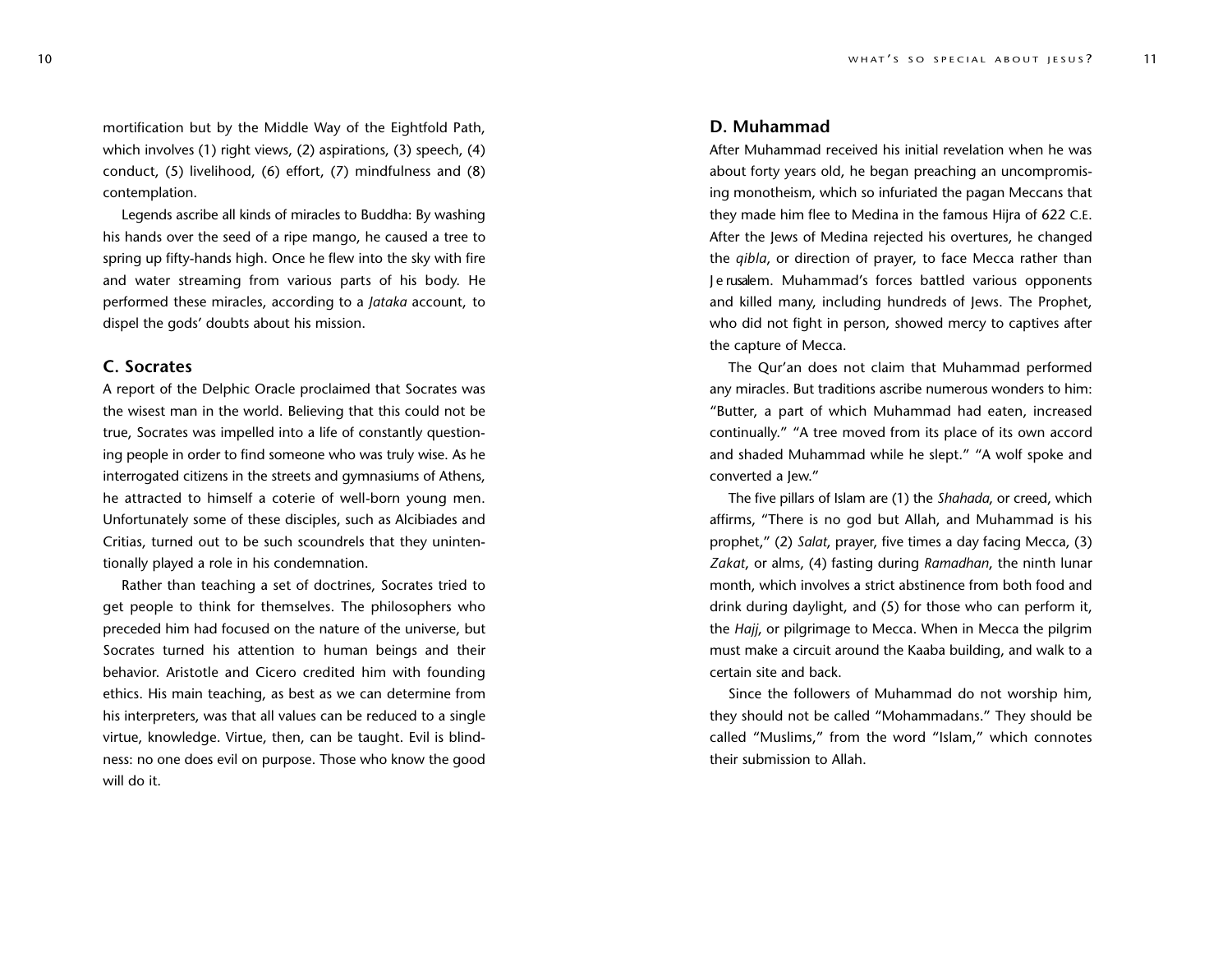mortification but by the Middle Way of the Eightfold Path, which involves (1) right views, (2) aspirations, (3) speech, (4) conduct, (5) livelihood, (6) effort, (7) mindfulness and (8) contemplation.

Legends ascribe all kinds of miracles to Buddha: By washing his hands over the seed of a ripe mango, he caused a tree to spring up fifty-hands high. Once he flew into the sky with fire and water streaming from various parts of his body. He performed these miracles, according to a *Jataka* account, to dispel the gods' doubts about his mission.

## C. Socrates

A report of the Delphic Oracle proclaimed that Socrates was the wisest man in the world. Believing that this could not be true, Socrates was impelled into a life of constantly questioning people in order to find someone who was truly wise. As he interrogated citizens in the streets and gymnasiums of Athens, he attracted to himself a coterie of well-born young men. Unfortunately some of these disciples, such as Alcibiades and Critias, turned out to be such scoundrels that they unintentionally played a role in his condemnation.

Rather than teaching a set of doctrines, Socrates tried to get people to think for themselves. The philosophers who preceded him had focused on the nature of the universe, but Socrates turned his attention to human beings and their behavior. Aristotle and Cicero credited him with founding ethics. His main teaching, as best as we can determine from his interpreters, was that all values can be reduced to a single virtue, knowledge. Virtue, then, can be taught. Evil is blindness: no one does evil on purpose. Those who know the good will do it.

## D. Muhammad

After Muhammad received his initial revelation when he was about forty years old, he began preaching an uncompromising monotheism, which so infuriated the pagan Meccans that they made him flee to Medina in the famous Hijra of 622 C.E. After the Jews of Medina rejected his overtures, he changed the *qibla*, or direction of prayer, to face Mecca rather than Jerusalem. Muhammad's forces battled various opponents and killed many, including hundreds of Jews. The Prophet, who did not fight in person, showed mercy to captives after the capture of Mecca.

The Qur'an does not claim that Muhammad performed any miracles. But traditions ascribe numerous wonders to him: "Butter, a part of which Muhammad had eaten, increased continually." "A tree moved from its place of its own accord and shaded Muhammad while he slept." "A wolf spoke and converted a Jew."

The five pillars of Islam are (1) the *Shahada*, or creed, which affirms, "There is no god but Allah, and Muhammad is his prophet," (2) *Salat*, prayer, five times a day facing Mecca, (3) *Zakat*, or alms, (4) fasting during *Ramadhan*, the ninth lunar month, which involves a strict abstinence from both food and drink during daylight, and (5) for those who can perform it, the *Hajj*, or pilgrimage to Mecca. When in Mecca the pilgrim must make a circuit around the Kaaba building, and walk to a certain site and back.

Since the followers of Muhammad do not worship him, they should not be called "Mohammadans." They should be called "Muslims," from the word "Islam," which connotes their submission to Allah.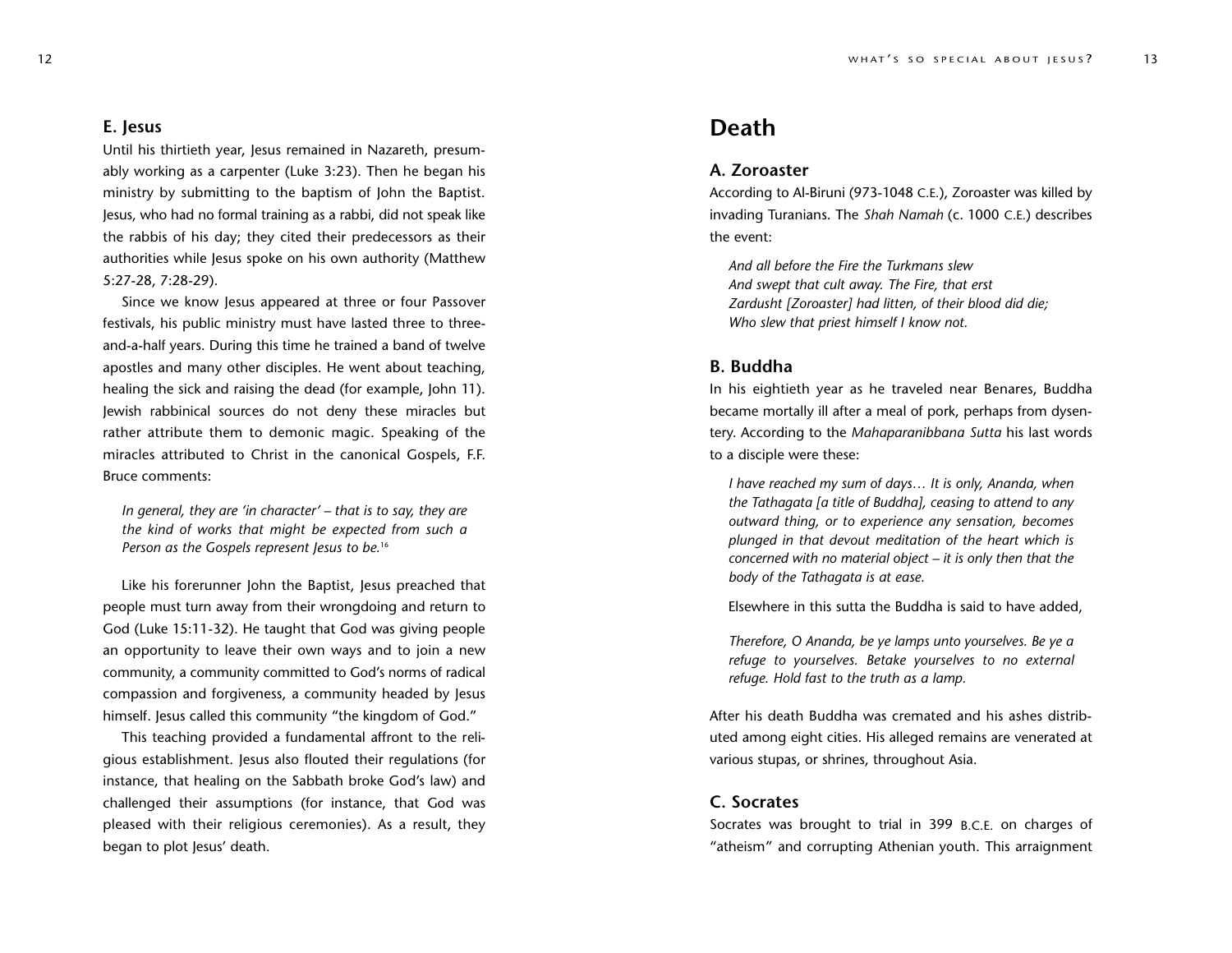### E. Jesus

Until his thirtieth year, Jesus remained in Nazareth, presumably working as a carpenter (Luke 3:23). Then he began his ministry by submitting to the baptism of John the Baptist. Jesus, who had no formal training as a rabbi, did not speak like the rabbis of his day; they cited their predecessors as their authorities while Jesus spoke on his own authority (Matthew 5:27-28, 7:28-29).

Since we know Jesus appeared at three or four Passover festivals, his public ministry must have lasted three to three-and-a-half years. During this time he trained a band of twelve apostles and many other disciples. He went about teaching, healing the sick and raising the dead (for example, John 11). Jewish rabbinical sources do not deny these miracles but rather attribute them to demonic magic. Speaking of the miracles attributed to Christ in the canonical Gospels, F.F. Bruce comments:

> *In general, they are 'in character' – that is to say, they are the kind of works that might be expected from such a Person as the Gospels represent Jesus to be.*[16]

Like his forerunner John the Baptist, Jesus preached that people must turn away from their wrongdoing and return to God (Luke 15:11-32). He taught that God was giving people an opportunity to leave their own ways and to join a new community, a community committed to God's norms of radical compassion and forgiveness, a community headed by Jesus himself. Jesus called this community "the kingdom of God."

This teaching provided a fundamental affront to the religious establishment. Jesus also flouted their regulations (for instance, that healing on the Sabbath broke God's law) and challenged their assumptions (for instance, that God was pleased with their religious ceremonies). As a result, they began to plot Jesus' death.

## Death

### A. Zoroaster

According to Al-Biruni (973-1048 C.E.), Zoroaster was killed by invading Turanians. The *Shah Namah* (c. 1000 C.E.) describes the event:

> *And all before the Fire the Turkmans slew*
> *And swept that cult away. The Fire, that erst*
> *Zardusht [Zoroaster] had litten, of their blood did die;*
> *Who slew that priest himself I know not.*

### B. Buddha

In his eightieth year as he traveled near Benares, Buddha became mortally ill after a meal of pork, perhaps from dysentery. According to the *Mahaparanibbana Sutta* his last words to a disciple were these:

> *I have reached my sum of days… It is only, Ananda, when the Tathagata [a title of Buddha], ceasing to attend to any outward thing, or to experience any sensation, becomes plunged in that devout meditation of the heart which is concerned with no material object – it is only then that the body of the Tathagata is at ease.*
>
> Elsewhere in this sutta the Buddha is said to have added,
>
> *Therefore, O Ananda, be ye lamps unto yourselves. Be ye a refuge to yourselves. Betake yourselves to no external refuge. Hold fast to the truth as a lamp.*

After his death Buddha was cremated and his ashes distributed among eight cities. His alleged remains are venerated at various stupas, or shrines, throughout Asia.

### C. Socrates

Socrates was brought to trial in 399 B.C.E. on charges of "atheism" and corrupting Athenian youth. This arraignment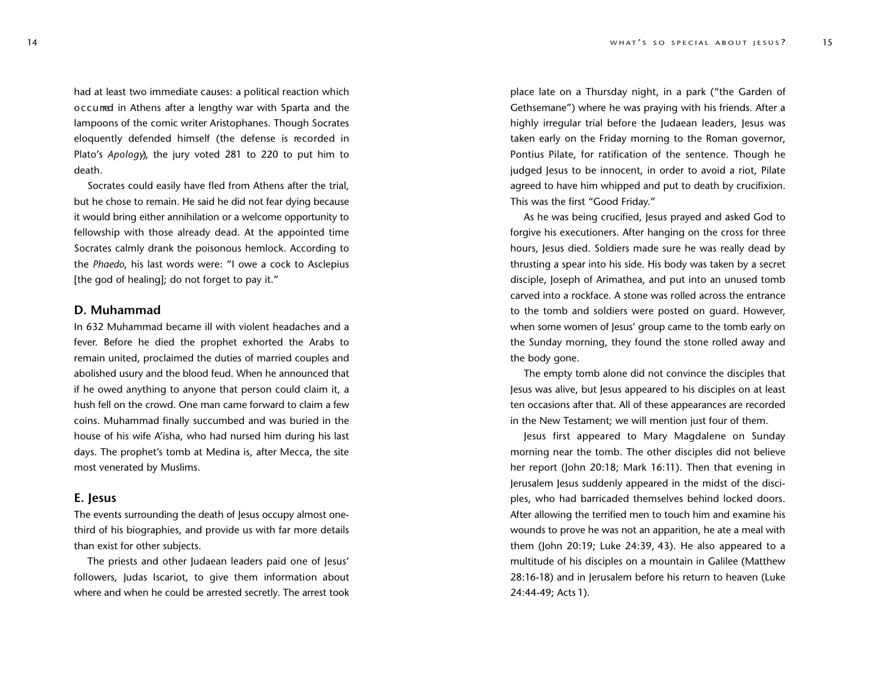had at least two immediate causes: a political reaction which occurred in Athens after a lengthy war with Sparta and the lampoons of the comic writer Aristophanes. Though Socrates eloquently defended himself (the defense is recorded in Plato's *Apology*), the jury voted 281 to 220 to put him to death.

Socrates could easily have fled from Athens after the trial, but he chose to remain. He said he did not fear dying because it would bring either annihilation or a welcome opportunity to fellowship with those already dead. At the appointed time Socrates calmly drank the poisonous hemlock. According to the *Phaedo*, his last words were: "I owe a cock to Asclepius [the god of healing]; do not forget to pay it."

## D. Muhammad

In 632 Muhammad became ill with violent headaches and a fever. Before he died the prophet exhorted the Arabs to remain united, proclaimed the duties of married couples and abolished usury and the blood feud. When he announced that if he owed anything to anyone that person could claim it, a hush fell on the crowd. One man came forward to claim a few coins. Muhammad finally succumbed and was buried in the house of his wife A'isha, who had nursed him during his last days. The prophet's tomb at Medina is, after Mecca, the site most venerated by Muslims.

## E. Jesus

The events surrounding the death of Jesus occupy almost one-third of his biographies, and provide us with far more details than exist for other subjects.

The priests and other Judaean leaders paid one of Jesus' followers, Judas Iscariot, to give them information about where and when he could be arrested secretly. The arrest took place late on a Thursday night, in a park ("the Garden of Gethsemane") where he was praying with his friends. After a highly irregular trial before the Judaean leaders, Jesus was taken early on the Friday morning to the Roman governor, Pontius Pilate, for ratification of the sentence. Though he judged Jesus to be innocent, in order to avoid a riot, Pilate agreed to have him whipped and put to death by crucifixion. This was the first "Good Friday."

As he was being crucified, Jesus prayed and asked God to forgive his executioners. After hanging on the cross for three hours, Jesus died. Soldiers made sure he was really dead by thrusting a spear into his side. His body was taken by a secret disciple, Joseph of Arimathea, and put into an unused tomb carved into a rockface. A stone was rolled across the entrance to the tomb and soldiers were posted on guard. However, when some women of Jesus' group came to the tomb early on the Sunday morning, they found the stone rolled away and the body gone.

The empty tomb alone did not convince the disciples that Jesus was alive, but Jesus appeared to his disciples on at least ten occasions after that. All of these appearances are recorded in the New Testament; we will mention just four of them.

Jesus first appeared to Mary Magdalene on Sunday morning near the tomb. The other disciples did not believe her report (John 20:18; Mark 16:11). Then that evening in Jerusalem Jesus suddenly appeared in the midst of the disciples, who had barricaded themselves behind locked doors. After allowing the terrified men to touch him and examine his wounds to prove he was not an apparition, he ate a meal with them (John 20:19; Luke 24:39, 43). He also appeared to a multitude of his disciples on a mountain in Galilee (Matthew 28:16-18) and in Jerusalem before his return to heaven (Luke 24:44-49; Acts 1).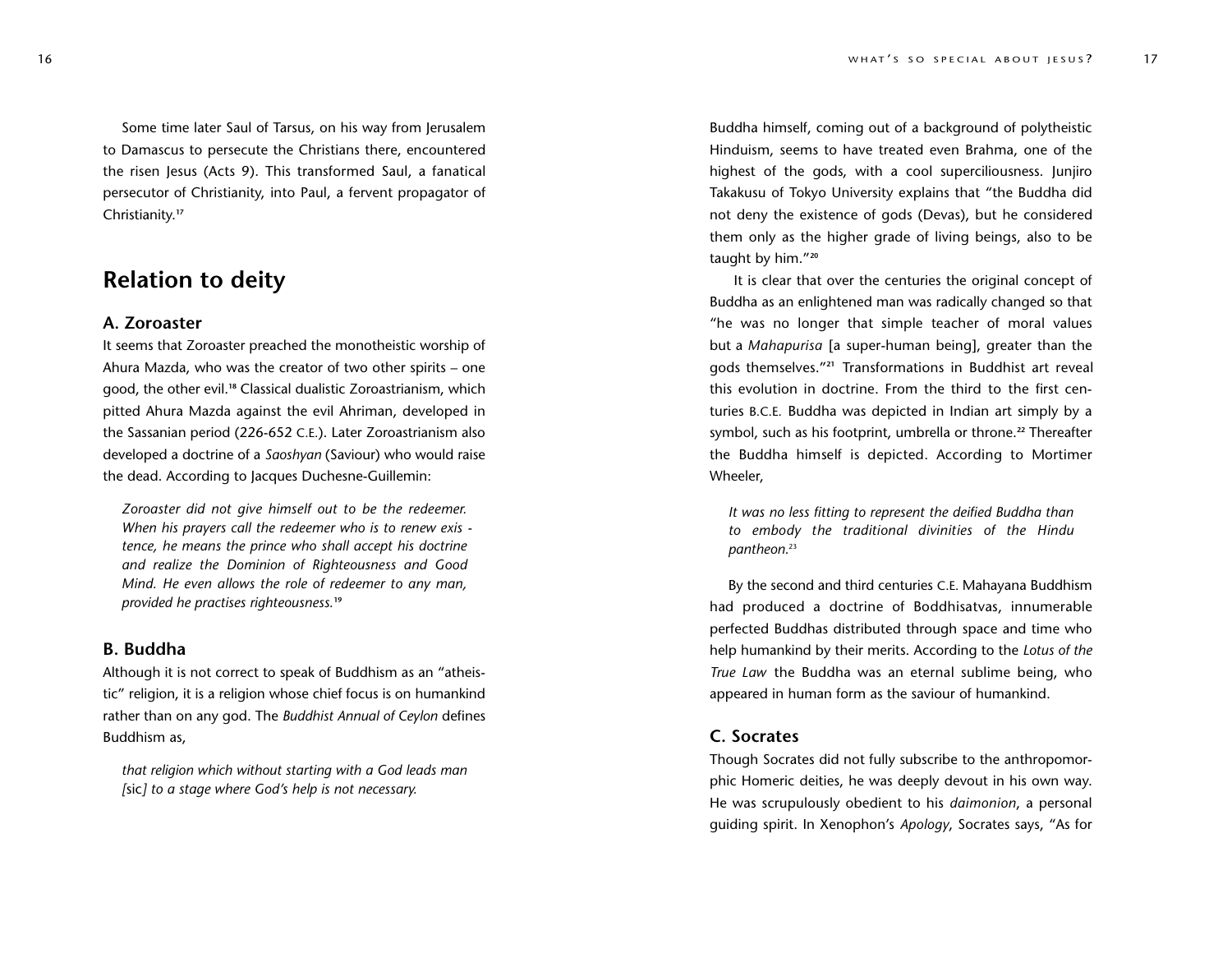Some time later Saul of Tarsus, on his way from Jerusalem to Damascus to persecute the Christians there, encountered the risen Jesus (Acts 9). This transformed Saul, a fanatical persecutor of Christianity, into Paul, a fervent propagator of Christianity.[17]

## Relation to deity

### A. Zoroaster

It seems that Zoroaster preached the monotheistic worship of Ahura Mazda, who was the creator of two other spirits – one good, the other evil.[18] Classical dualistic Zoroastrianism, which pitted Ahura Mazda against the evil Ahriman, developed in the Sassanian period (226-652 C.E.). Later Zoroastrianism also developed a doctrine of a *Saoshyan* (Saviour) who would raise the dead. According to Jacques Duchesne-Guillemin:

> *Zoroaster did not give himself out to be the redeemer. When his prayers call the redeemer who is to renew existence, he means the prince who shall accept his doctrine and realize the Dominion of Righteousness and Good Mind. He even allows the role of redeemer to any man, provided he practises righteousness.*[19]

### B. Buddha

Although it is not correct to speak of Buddhism as an "atheistic" religion, it is a religion whose chief focus is on humankind rather than on any god. The *Buddhist Annual of Ceylon* defines Buddhism as,

> *that religion which without starting with a God leads man [*sic*] to a stage where God's help is not necessary.*

Buddha himself, coming out of a background of polytheistic Hinduism, seems to have treated even Brahma, one of the highest of the gods, with a cool superciliousness. Junjiro Takakusu of Tokyo University explains that "the Buddha did not deny the existence of gods (Devas), but he considered them only as the higher grade of living beings, also to be taught by him."[20]

It is clear that over the centuries the original concept of Buddha as an enlightened man was radically changed so that "he was no longer that simple teacher of moral values but a *Mahapurisa* [a super-human being], greater than the gods themselves."[21] Transformations in Buddhist art reveal this evolution in doctrine. From the third to the first centuries B.C.E. Buddha was depicted in Indian art simply by a symbol, such as his footprint, umbrella or throne.[22] Thereafter the Buddha himself is depicted. According to Mortimer Wheeler,

> *It was no less fitting to represent the deified Buddha than to embody the traditional divinities of the Hindu pantheon.*[23]

By the second and third centuries C.E. Mahayana Buddhism had produced a doctrine of Boddhisatvas, innumerable perfected Buddhas distributed through space and time who help humankind by their merits. According to the *Lotus of the True Law* the Buddha was an eternal sublime being, who appeared in human form as the saviour of humankind.

### C. Socrates

Though Socrates did not fully subscribe to the anthropomorphic Homeric deities, he was deeply devout in his own way. He was scrupulously obedient to his *daimonion*, a personal guiding spirit. In Xenophon's *Apology*, Socrates says, "As for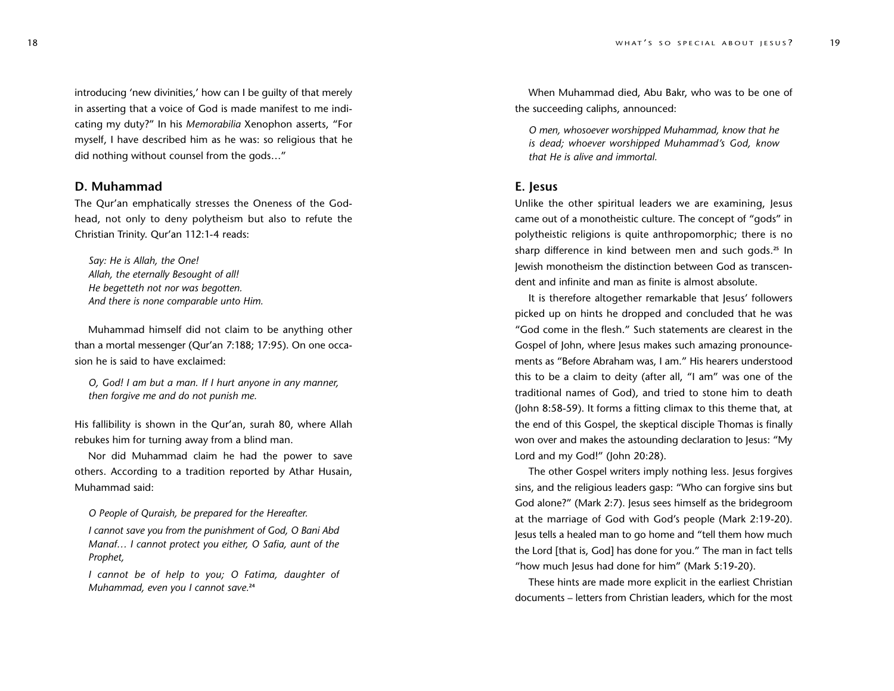introducing 'new divinities,' how can I be guilty of that merely in asserting that a voice of God is made manifest to me indicating my duty?" In his *Memorabilia* Xenophon asserts, "For myself, I have described him as he was: so religious that he did nothing without counsel from the gods…"

## D. Muhammad

The Qur'an emphatically stresses the Oneness of the Godhead, not only to deny polytheism but also to refute the Christian Trinity. Qur'an 112:1-4 reads:

> *Say: He is Allah, the One!*
> *Allah, the eternally Besought of all!*
> *He begetteth not nor was begotten.*
> *And there is none comparable unto Him.*

Muhammad himself did not claim to be anything other than a mortal messenger (Qur'an 7:188; 17:95). On one occasion he is said to have exclaimed:

> *O, God! I am but a man. If I hurt anyone in any manner, then forgive me and do not punish me.*

His fallibility is shown in the Qur'an, surah 80, where Allah rebukes him for turning away from a blind man.

Nor did Muhammad claim he had the power to save others. According to a tradition reported by Athar Husain, Muhammad said:

> *O People of Quraish, be prepared for the Hereafter.*
>
> *I cannot save you from the punishment of God, O Bani Abd Manaf… I cannot protect you either, O Safia, aunt of the Prophet,*
>
> *I cannot be of help to you; O Fatima, daughter of Muhammad, even you I cannot save.*[24]

When Muhammad died, Abu Bakr, who was to be one of the succeeding caliphs, announced:

> *O men, whosoever worshipped Muhammad, know that he is dead; whoever worshipped Muhammad's God, know that He is alive and immortal.*

## E. Jesus

Unlike the other spiritual leaders we are examining, Jesus came out of a monotheistic culture. The concept of "gods" in polytheistic religions is quite anthropomorphic; there is no sharp difference in kind between men and such gods.[25] In Jewish monotheism the distinction between God as transcendent and infinite and man as finite is almost absolute.

It is therefore altogether remarkable that Jesus' followers picked up on hints he dropped and concluded that he was "God come in the flesh." Such statements are clearest in the Gospel of John, where Jesus makes such amazing pronouncements as "Before Abraham was, I am." His hearers understood this to be a claim to deity (after all, "I am" was one of the traditional names of God), and tried to stone him to death (John 8:58-59). It forms a fitting climax to this theme that, at the end of this Gospel, the skeptical disciple Thomas is finally won over and makes the astounding declaration to Jesus: "My Lord and my God!" (John 20:28).

The other Gospel writers imply nothing less. Jesus forgives sins, and the religious leaders gasp: "Who can forgive sins but God alone?" (Mark 2:7). Jesus sees himself as the bridegroom at the marriage of God with God's people (Mark 2:19-20). Jesus tells a healed man to go home and "tell them how much the Lord [that is, God] has done for you." The man in fact tells "how much Jesus had done for him" (Mark 5:19-20).

These hints are made more explicit in the earliest Christian documents – letters from Christian leaders, which for the most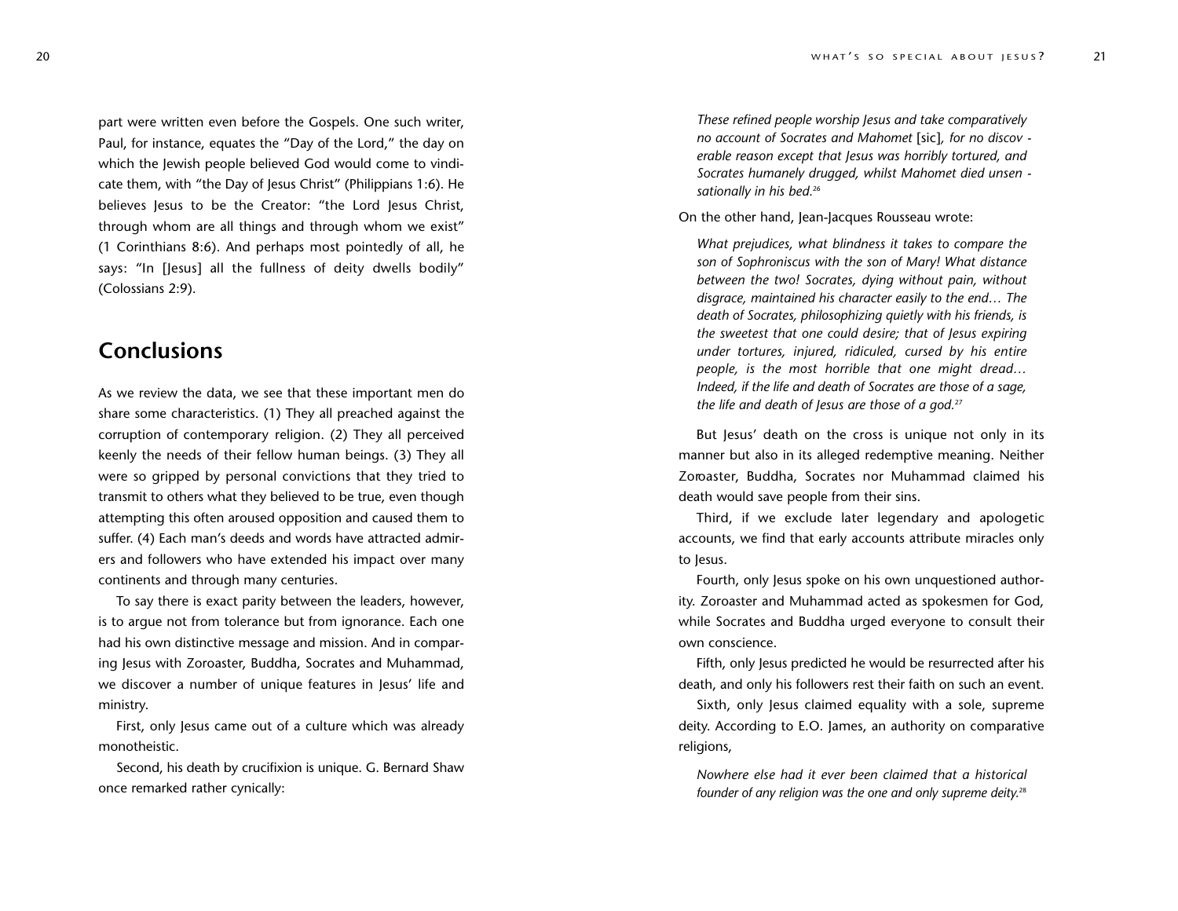part were written even before the Gospels. One such writer, Paul, for instance, equates the "Day of the Lord," the day on which the Jewish people believed God would come to vindicate them, with "the Day of Jesus Christ" (Philippians 1:6). He believes Jesus to be the Creator: "the Lord Jesus Christ, through whom are all things and through whom we exist" (1 Corinthians 8:6). And perhaps most pointedly of all, he says: "In [Jesus] all the fullness of deity dwells bodily" (Colossians 2:9).

## Conclusions

As we review the data, we see that these important men do share some characteristics. (1) They all preached against the corruption of contemporary religion. (2) They all perceived keenly the needs of their fellow human beings. (3) They all were so gripped by personal convictions that they tried to transmit to others what they believed to be true, even though attempting this often aroused opposition and caused them to suffer. (4) Each man's deeds and words have attracted admirers and followers who have extended his impact over many continents and through many centuries.

To say there is exact parity between the leaders, however, is to argue not from tolerance but from ignorance. Each one had his own distinctive message and mission. And in comparing Jesus with Zoroaster, Buddha, Socrates and Muhammad, we discover a number of unique features in Jesus' life and ministry.

First, only Jesus came out of a culture which was already monotheistic.

Second, his death by crucifixion is unique. G. Bernard Shaw once remarked rather cynically:

> *These refined people worship Jesus and take comparatively no account of Socrates and Mahomet* [sic]*, for no discoverable reason except that Jesus was horribly tortured, and Socrates humanely drugged, whilst Mahomet died unsensationally in his bed.*[26]

On the other hand, Jean-Jacques Rousseau wrote:

> *What prejudices, what blindness it takes to compare the son of Sophroniscus with the son of Mary! What distance between the two! Socrates, dying without pain, without disgrace, maintained his character easily to the end… The death of Socrates, philosophizing quietly with his friends, is the sweetest that one could desire; that of Jesus expiring under tortures, injured, ridiculed, cursed by his entire people, is the most horrible that one might dread… Indeed, if the life and death of Socrates are those of a sage, the life and death of Jesus are those of a god.*[27]

But Jesus' death on the cross is unique not only in its manner but also in its alleged redemptive meaning. Neither Zoroaster, Buddha, Socrates nor Muhammad claimed his death would save people from their sins.

Third, if we exclude later legendary and apologetic accounts, we find that early accounts attribute miracles only to Jesus.

Fourth, only Jesus spoke on his own unquestioned authority. Zoroaster and Muhammad acted as spokesmen for God, while Socrates and Buddha urged everyone to consult their own conscience.

Fifth, only Jesus predicted he would be resurrected after his death, and only his followers rest their faith on such an event.

Sixth, only Jesus claimed equality with a sole, supreme deity. According to E.O. James, an authority on comparative religions,

> *Nowhere else had it ever been claimed that a historical founder of any religion was the one and only supreme deity.*[28]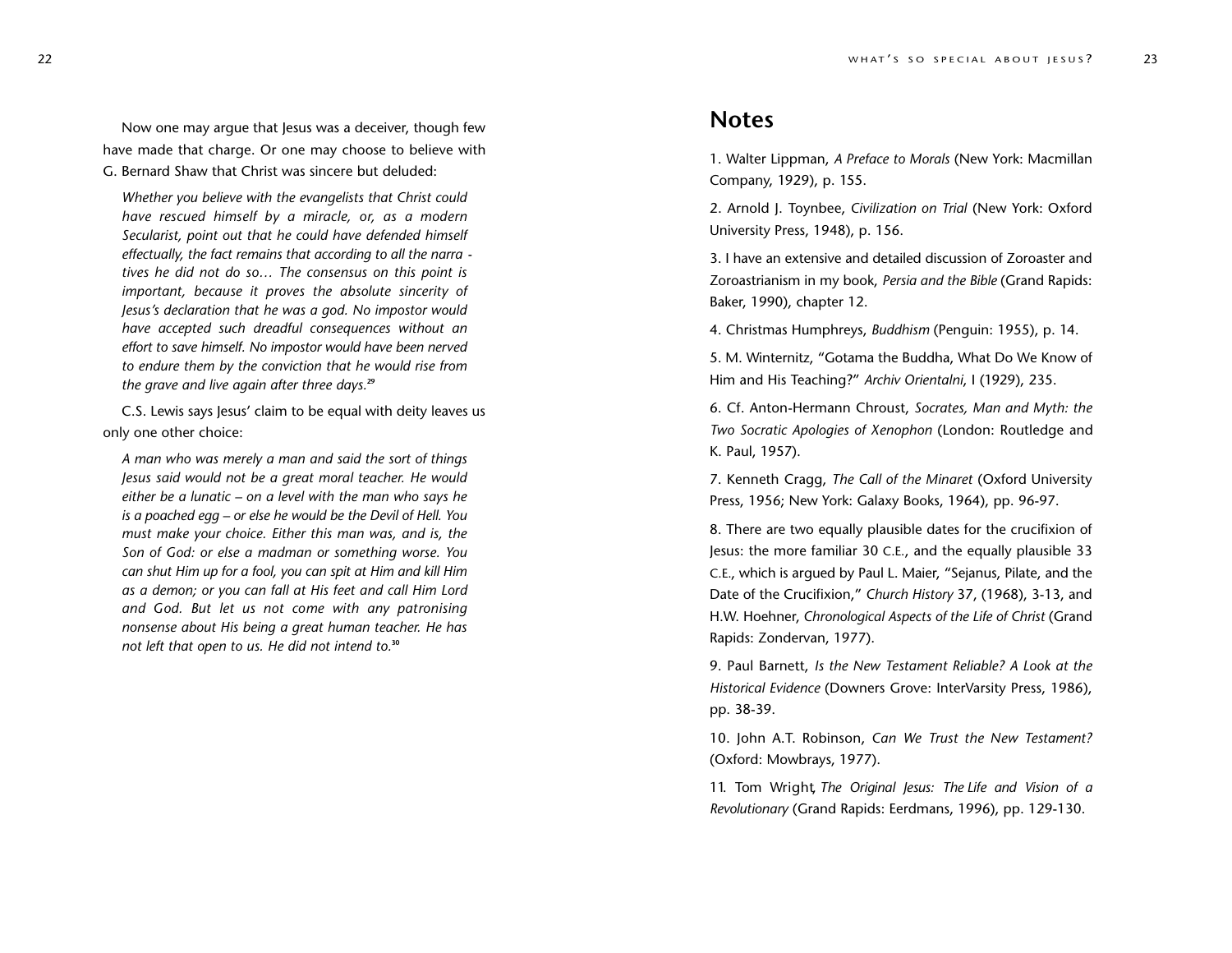Now one may argue that Jesus was a deceiver, though few have made that charge. Or one may choose to believe with G. Bernard Shaw that Christ was sincere but deluded:

> *Whether you believe with the evangelists that Christ could have rescued himself by a miracle, or, as a modern Secularist, point out that he could have defended himself effectually, the fact remains that according to all the narratives he did not do so… The consensus on this point is important, because it proves the absolute sincerity of Jesus's declaration that he was a god. No impostor would have accepted such dreadful consequences without an effort to save himself. No impostor would have been nerved to endure them by the conviction that he would rise from the grave and live again after three days.*[29]

C.S. Lewis says Jesus' claim to be equal with deity leaves us only one other choice:

> *A man who was merely a man and said the sort of things Jesus said would not be a great moral teacher. He would either be a lunatic – on a level with the man who says he is a poached egg – or else he would be the Devil of Hell. You must make your choice. Either this man was, and is, the Son of God: or else a madman or something worse. You can shut Him up for a fool, you can spit at Him and kill Him as a demon; or you can fall at His feet and call Him Lord and God. But let us not come with any patronising nonsense about His being a great human teacher. He has not left that open to us. He did not intend to.*[30]

## Notes

1. Walter Lippman, *A Preface to Morals* (New York: Macmillan Company, 1929), p. 155.

2. Arnold J. Toynbee, *Civilization on Trial* (New York: Oxford University Press, 1948), p. 156.

3. I have an extensive and detailed discussion of Zoroaster and Zoroastrianism in my book, *Persia and the Bible* (Grand Rapids: Baker, 1990), chapter 12.

4. Christmas Humphreys, *Buddhism* (Penguin: 1955), p. 14.

5. M. Winternitz, "Gotama the Buddha, What Do We Know of Him and His Teaching?" *Archiv Orientalni*, I (1929), 235.

6. Cf. Anton-Hermann Chroust, *Socrates, Man and Myth: the Two Socratic Apologies of Xenophon* (London: Routledge and K. Paul, 1957).

7. Kenneth Cragg, *The Call of the Minaret* (Oxford University Press, 1956; New York: Galaxy Books, 1964), pp. 96-97.

8. There are two equally plausible dates for the crucifixion of Jesus: the more familiar 30 C.E., and the equally plausible 33 C.E., which is argued by Paul L. Maier, "Sejanus, Pilate, and the Date of the Crucifixion," *Church History* 37, (1968), 3-13, and H.W. Hoehner, *Chronological Aspects of the Life of Christ* (Grand Rapids: Zondervan, 1977).

9. Paul Barnett, *Is the New Testament Reliable? A Look at the Historical Evidence* (Downers Grove: InterVarsity Press, 1986), pp. 38-39.

10. John A.T. Robinson, *Can We Trust the New Testament?* (Oxford: Mowbrays, 1977).

11. Tom Wright, *The Original Jesus: The Life and Vision of a Revolutionary* (Grand Rapids: Eerdmans, 1996), pp. 129-130.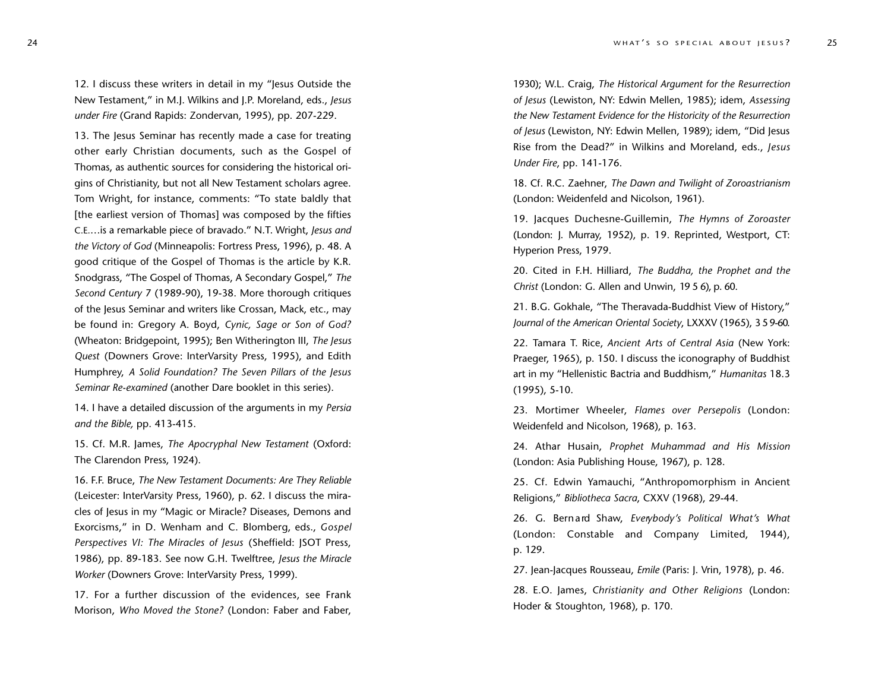12. I discuss these writers in detail in my "Jesus Outside the New Testament," in M.J. Wilkins and J.P. Moreland, eds., *Jesus under Fire* (Grand Rapids: Zondervan, 1995), pp. 207-229.

13. The Jesus Seminar has recently made a case for treating other early Christian documents, such as the Gospel of Thomas, as authentic sources for considering the historical origins of Christianity, but not all New Testament scholars agree. Tom Wright, for instance, comments: "To state baldly that [the earliest version of Thomas] was composed by the fifties C.E.…is a remarkable piece of bravado." N.T. Wright, *Jesus and the Victory of God* (Minneapolis: Fortress Press, 1996), p. 48. A good critique of the Gospel of Thomas is the article by K.R. Snodgrass, "The Gospel of Thomas, A Secondary Gospel," *The Second Century* 7 (1989-90), 19-38. More thorough critiques of the Jesus Seminar and writers like Crossan, Mack, etc., may be found in: Gregory A. Boyd, *Cynic, Sage or Son of God?* (Wheaton: Bridgepoint, 1995); Ben Witherington III, *The Jesus Quest* (Downers Grove: InterVarsity Press, 1995), and Edith Humphrey, *A Solid Foundation? The Seven Pillars of the Jesus Seminar Re-examined* (another Dare booklet in this series).

14. I have a detailed discussion of the arguments in my *Persia and the Bible,* pp. 413-415.

15. Cf. M.R. James, *The Apocryphal New Testament* (Oxford: The Clarendon Press, 1924).

16. F.F. Bruce, *The New Testament Documents: Are They Reliable* (Leicester: InterVarsity Press, 1960), p. 62. I discuss the miracles of Jesus in my "Magic or Miracle? Diseases, Demons and Exorcisms," in D. Wenham and C. Blomberg, eds., *Gospel Perspectives VI: The Miracles of Jesus* (Sheffield: JSOT Press, 1986), pp. 89-183. See now G.H. Twelftree, *Jesus the Miracle Worker* (Downers Grove: InterVarsity Press, 1999).

17. For a further discussion of the evidences, see Frank Morison, *Who Moved the Stone?* (London: Faber and Faber, 1930); W.L. Craig, *The Historical Argument for the Resurrection of Jesus* (Lewiston, NY: Edwin Mellen, 1985); idem, *Assessing the New Testament Evidence for the Historicity of the Resurrection of Jesus* (Lewiston, NY: Edwin Mellen, 1989); idem, "Did Jesus Rise from the Dead?" in Wilkins and Moreland, eds., *Jesus Under Fire*, pp. 141-176.

18. Cf. R.C. Zaehner, *The Dawn and Twilight of Zoroastrianism* (London: Weidenfeld and Nicolson, 1961).

19. Jacques Duchesne-Guillemin, *The Hymns of Zoroaster* (London: J. Murray, 1952), p. 19. Reprinted, Westport, CT: Hyperion Press, 1979.

20. Cited in F.H. Hilliard, *The Buddha, the Prophet and the Christ* (London: G. Allen and Unwin, 1956), p. 60.

21. B.G. Gokhale, "The Theravada-Buddhist View of History," *Journal of the American Oriental Society*, LXXXV (1965), 359-60.

22. Tamara T. Rice, *Ancient Arts of Central Asia* (New York: Praeger, 1965), p. 150. I discuss the iconography of Buddhist art in my "Hellenistic Bactria and Buddhism," *Humanitas* 18.3 (1995), 5-10.

23. Mortimer Wheeler, *Flames over Persepolis* (London: Weidenfeld and Nicolson, 1968), p. 163.

24. Athar Husain, *Prophet Muhammad and His Mission* (London: Asia Publishing House, 1967), p. 128.

25. Cf. Edwin Yamauchi, "Anthropomorphism in Ancient Religions," *Bibliotheca Sacra*, CXXV (1968), 29-44.

26. G. Bernard Shaw, *Everybody's Political What's What* (London: Constable and Company Limited, 1944), p. 129.

27. Jean-Jacques Rousseau, *Emile* (Paris: J. Vrin, 1978), p. 46.

28. E.O. James, *Christianity and Other Religions* (London: Hoder & Stoughton, 1968), p. 170.